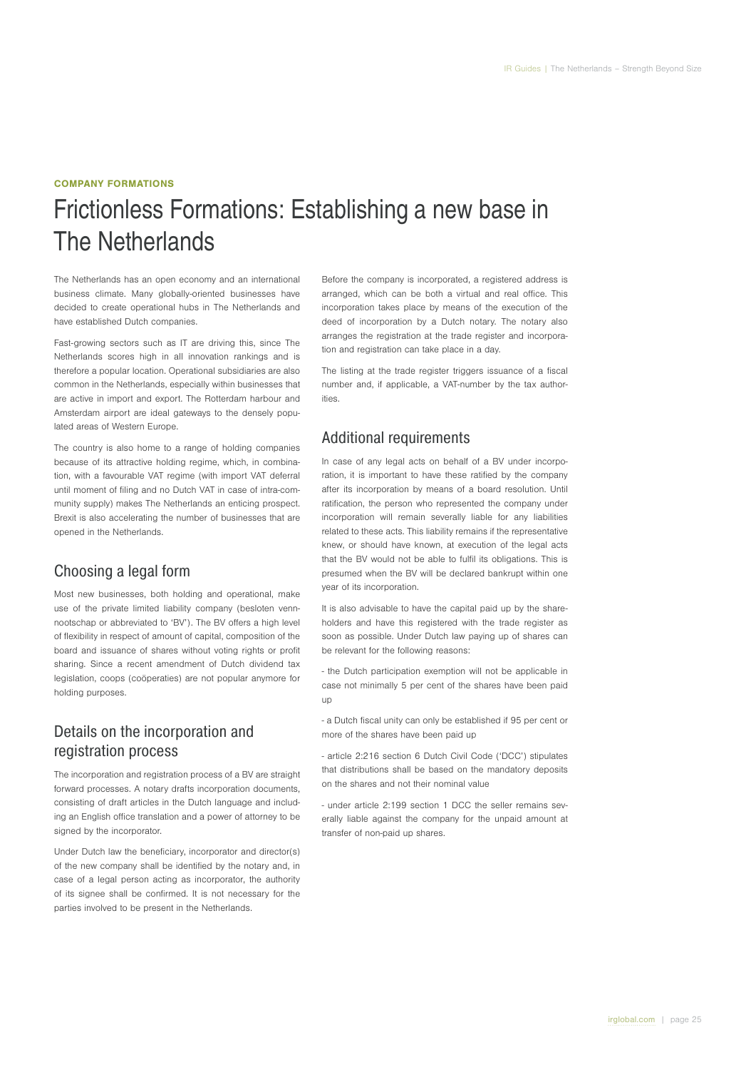**COMPANY FORMATIONS**

# Frictionless Formations: Establishing a new base in The Netherlands

The Netherlands has an open economy and an international business climate. Many globally-oriented businesses have decided to create operational hubs in The Netherlands and have established Dutch companies.

Fast-growing sectors such as IT are driving this, since The Netherlands scores high in all innovation rankings and is therefore a popular location. Operational subsidiaries are also common in the Netherlands, especially within businesses that are active in import and export. The Rotterdam harbour and Amsterdam airport are ideal gateways to the densely populated areas of Western Europe.

The country is also home to a range of holding companies because of its attractive holding regime, which, in combination, with a favourable VAT regime (with import VAT deferral until moment of filing and no Dutch VAT in case of intra-community supply) makes The Netherlands an enticing prospect. Brexit is also accelerating the number of businesses that are opened in the Netherlands.

## Choosing a legal form

Most new businesses, both holding and operational, make use of the private limited liability company (besloten vennnootschap or abbreviated to 'BV'). The BV offers a high level of flexibility in respect of amount of capital, composition of the board and issuance of shares without voting rights or profit sharing. Since a recent amendment of Dutch dividend tax legislation, coops (coöperaties) are not popular anymore for holding purposes.

## Details on the incorporation and registration process

The incorporation and registration process of a BV are straight forward processes. A notary drafts incorporation documents, consisting of draft articles in the Dutch language and including an English office translation and a power of attorney to be signed by the incorporator.

Under Dutch law the beneficiary, incorporator and director(s) of the new company shall be identified by the notary and, in case of a legal person acting as incorporator, the authority of its signee shall be confirmed. It is not necessary for the parties involved to be present in the Netherlands.

Before the company is incorporated, a registered address is arranged, which can be both a virtual and real office. This incorporation takes place by means of the execution of the deed of incorporation by a Dutch notary. The notary also arranges the registration at the trade register and incorporation and registration can take place in a day.

The listing at the trade register triggers issuance of a fiscal number and, if applicable, a VAT-number by the tax authorities.

## Additional requirements

In case of any legal acts on behalf of a BV under incorporation, it is important to have these ratified by the company after its incorporation by means of a board resolution. Until ratification, the person who represented the company under incorporation will remain severally liable for any liabilities related to these acts. This liability remains if the representative knew, or should have known, at execution of the legal acts that the BV would not be able to fulfil its obligations. This is presumed when the BV will be declared bankrupt within one year of its incorporation.

It is also advisable to have the capital paid up by the shareholders and have this registered with the trade register as soon as possible. Under Dutch law paying up of shares can be relevant for the following reasons:

- the Dutch participation exemption will not be applicable in case not minimally 5 per cent of the shares have been paid up

- a Dutch fiscal unity can only be established if 95 per cent or more of the shares have been paid up

- article 2:216 section 6 Dutch Civil Code ('DCC') stipulates that distributions shall be based on the mandatory deposits on the shares and not their nominal value

- under article 2:199 section 1 DCC the seller remains severally liable against the company for the unpaid amount at transfer of non-paid up shares.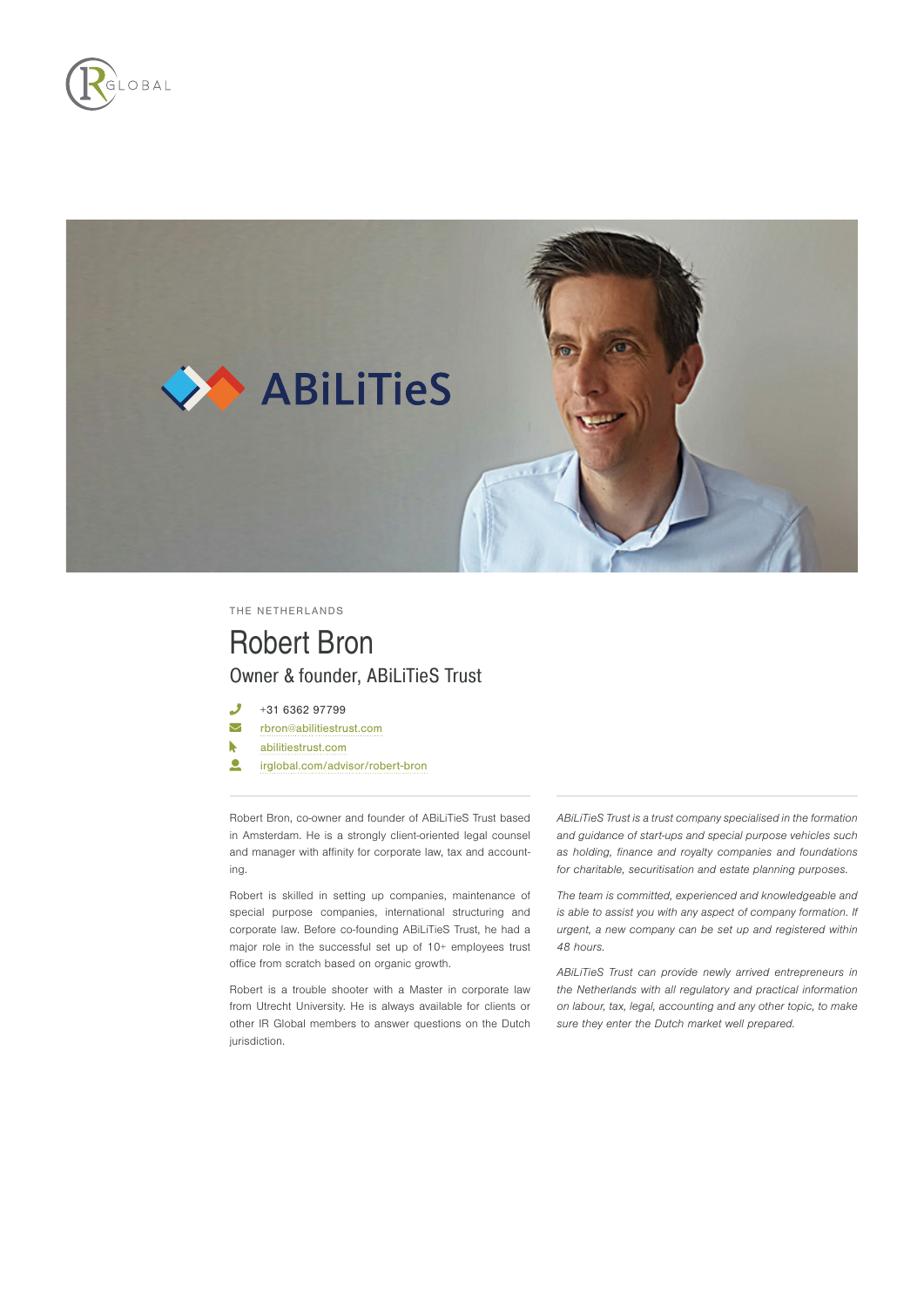THE NETHERLANDS

# Robert Bron

## Owner & founder, ABiLiTieS Trust

- +31 6362 97799
- rbron@abilitiestrust.com
- abilitiestrust.com
- irglobal.com/advisor/robert-bron

Robert Bron, co-owner and founder of ABiLiTieS Trust based in Amsterdam. He is a strongly client-oriented legal counsel and manager with affinity for corporate law, tax and accounting.

Robert is skilled in setting up companies, maintenance of special purpose companies, international structuring and corporate law. Before co-founding ABiLiTieS Trust, he had a major role in the successful set up of 10+ employees trust office from scratch based on organic growth.

Robert is a trouble shooter with a Master in corporate law from Utrecht University. He is always available for clients or other IR Global members to answer questions on the Dutch jurisdiction.

*ABiLiTieS Trust is a trust company specialised in the formation and guidance of start-ups and special purpose vehicles such as holding, finance and royalty companies and foundations for charitable, securitisation and estate planning purposes.*

*The team is committed, experienced and knowledgeable and is able to assist you with any aspect of company formation. If urgent, a new company can be set up and registered within 48 hours.*

*ABiLiTieS Trust can provide newly arrived entrepreneurs in the Netherlands with all regulatory and practical information on labour, tax, legal, accounting and any other topic, to make sure they enter the Dutch market well prepared.*